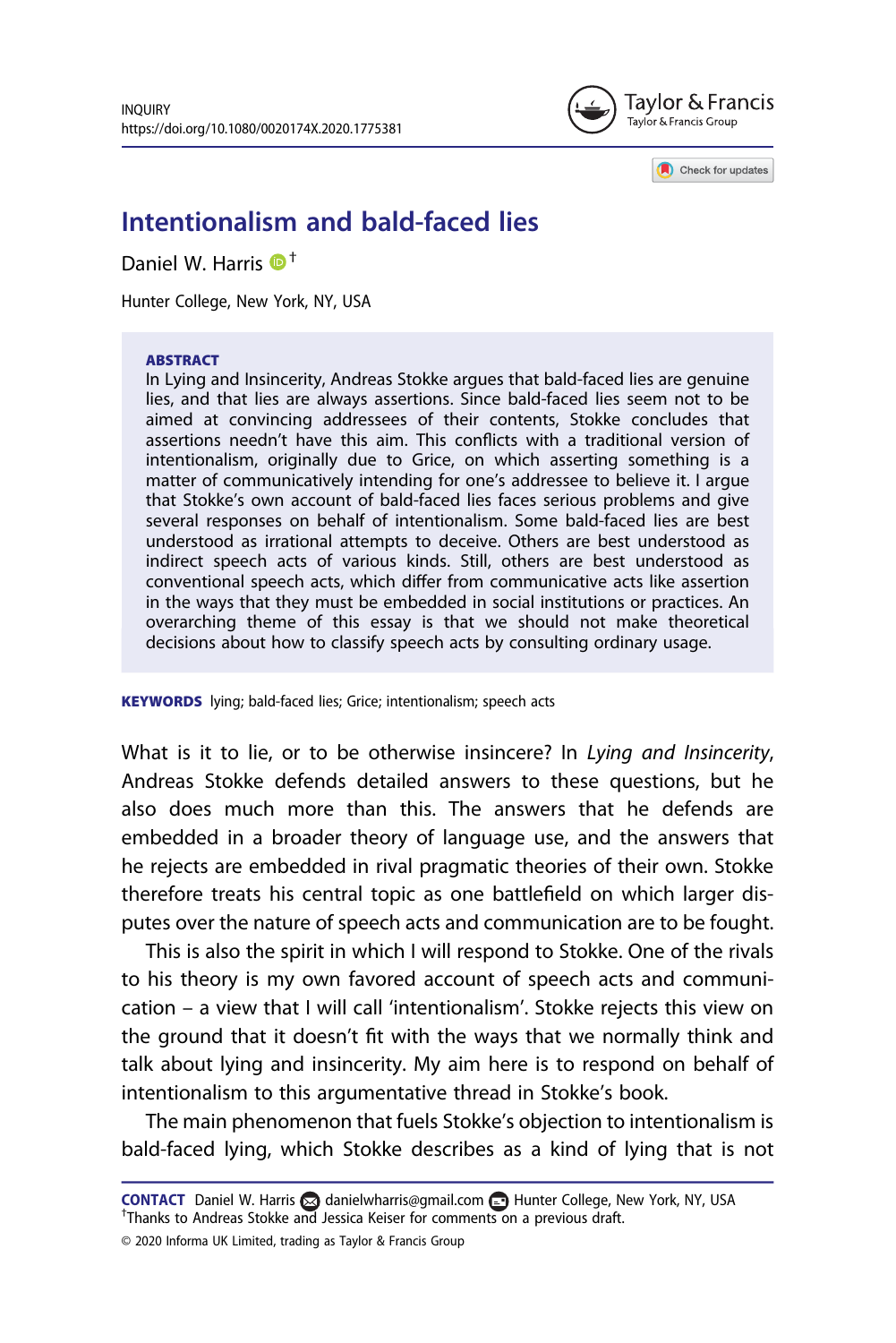# Intentionalism and bald-faced lies

Daniel W. Harris [†]

Hunter College, New York, NY, USA

**ABSTRACT**

In Lying and Insincerity, Andreas Stokke argues that bald-faced lies are genuine lies, and that lies are always assertions. Since bald-faced lies seem not to be aimed at convincing addressees of their contents, Stokke concludes that assertions needn't have this aim. This conflicts with a traditional version of intentionalism, originally due to Grice, on which asserting something is a matter of communicatively intending for one's addressee to believe it. I argue that Stokke's own account of bald-faced lies faces serious problems and give several responses on behalf of intentionalism. Some bald-faced lies are best understood as irrational attempts to deceive. Others are best understood as indirect speech acts of various kinds. Still, others are best understood as conventional speech acts, which differ from communicative acts like assertion in the ways that they must be embedded in social institutions or practices. An overarching theme of this essay is that we should not make theoretical decisions about how to classify speech acts by consulting ordinary usage.

**KEYWORDS** lying; bald-faced lies; Grice; intentionalism; speech acts

What is it to lie, or to be otherwise insincere? In *Lying and Insincerity*, Andreas Stokke defends detailed answers to these questions, but he also does much more than this. The answers that he defends are embedded in a broader theory of language use, and the answers that he rejects are embedded in rival pragmatic theories of their own. Stokke therefore treats his central topic as one battlefield on which larger disputes over the nature of speech acts and communication are to be fought.

This is also the spirit in which I will respond to Stokke. One of the rivals to his theory is my own favored account of speech acts and communication – a view that I will call 'intentionalism'. Stokke rejects this view on the ground that it doesn't fit with the ways that we normally think and talk about lying and insincerity. My aim here is to respond on behalf of intentionalism to this argumentative thread in Stokke's book.

The main phenomenon that fuels Stokke's objection to intentionalism is bald-faced lying, which Stokke describes as a kind of lying that is not

**CONTACT** Daniel W. Harris danielwharris@gmail.com Hunter College, New York, NY, USA

[†]Thanks to Andreas Stokke and Jessica Keiser for comments on a previous draft.

© 2020 Informa UK Limited, trading as Taylor & Francis Group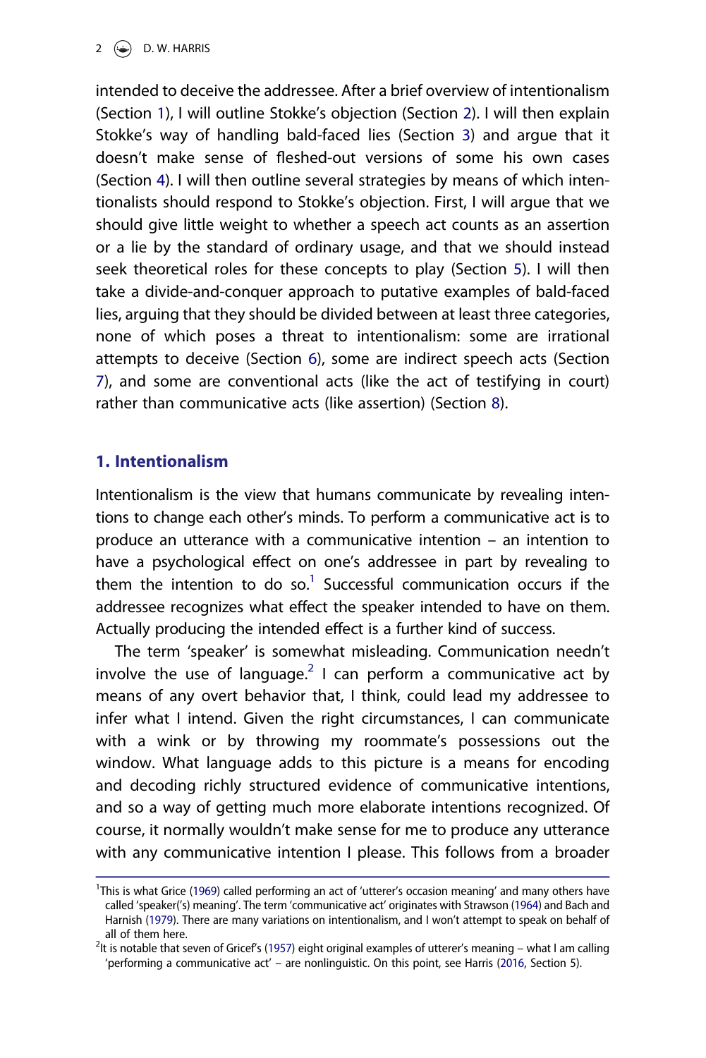intended to deceive the addressee. After a brief overview of intentionalism (Section 1), I will outline Stokke's objection (Section 2). I will then explain Stokke's way of handling bald-faced lies (Section 3) and argue that it doesn't make sense of fleshed-out versions of some his own cases (Section 4). I will then outline several strategies by means of which intentionalists should respond to Stokke's objection. First, I will argue that we should give little weight to whether a speech act counts as an assertion or a lie by the standard of ordinary usage, and that we should instead seek theoretical roles for these concepts to play (Section 5). I will then take a divide-and-conquer approach to putative examples of bald-faced lies, arguing that they should be divided between at least three categories, none of which poses a threat to intentionalism: some are irrational attempts to deceive (Section 6), some are indirect speech acts (Section 7), and some are conventional acts (like the act of testifying in court) rather than communicative acts (like assertion) (Section 8).

## 1. Intentionalism

Intentionalism is the view that humans communicate by revealing intentions to change each other's minds. To perform a communicative act is to produce an utterance with a communicative intention – an intention to have a psychological effect on one's addressee in part by revealing to them the intention to do so.[1] Successful communication occurs if the addressee recognizes what effect the speaker intended to have on them. Actually producing the intended effect is a further kind of success.

The term 'speaker' is somewhat misleading. Communication needn't involve the use of language.[2] I can perform a communicative act by means of any overt behavior that, I think, could lead my addressee to infer what I intend. Given the right circumstances, I can communicate with a wink or by throwing my roommate's possessions out the window. What language adds to this picture is a means for encoding and decoding richly structured evidence of communicative intentions, and so a way of getting much more elaborate intentions recognized. Of course, it normally wouldn't make sense for me to produce any utterance with any communicative intention I please. This follows from a broader

[1] This is what Grice (1969) called performing an act of 'utterer's occasion meaning' and many others have called 'speaker('s) meaning'. The term 'communicative act' originates with Strawson (1964) and Bach and Harnish (1979). There are many variations on intentionalism, and I won't attempt to speak on behalf of all of them here.

[2] It is notable that seven of Grice's (1957) eight original examples of utterer's meaning – what I am calling 'performing a communicative act' – are nonlinguistic. On this point, see Harris (2016, Section 5).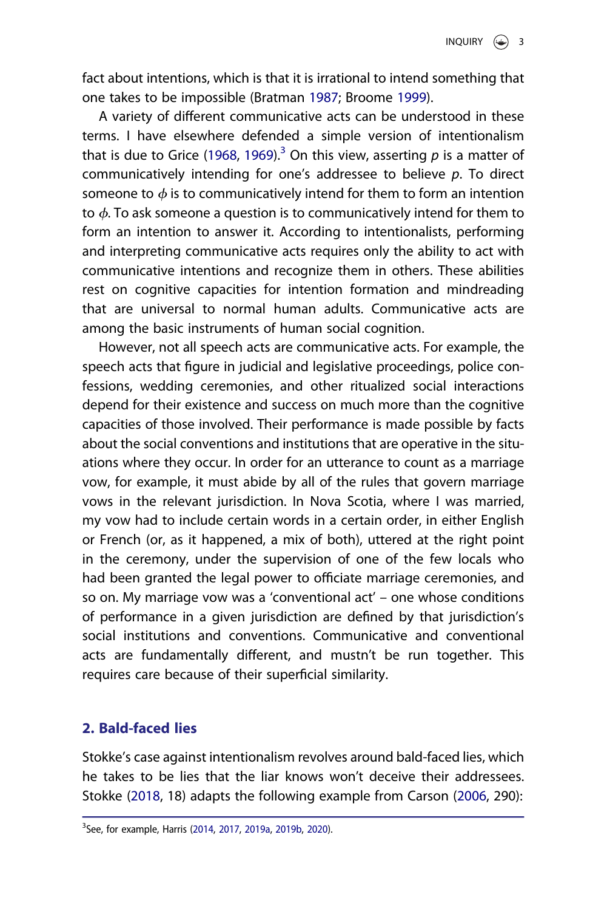fact about intentions, which is that it is irrational to intend something that one takes to be impossible (Bratman 1987; Broome 1999).

A variety of different communicative acts can be understood in these terms. I have elsewhere defended a simple version of intentionalism that is due to Grice (1968, 1969).[3] On this view, asserting *p* is a matter of communicatively intending for one's addressee to believe *p*. To direct someone to $\phi$ is to communicatively intend for them to form an intention to $\phi$. To ask someone a question is to communicatively intend for them to form an intention to answer it. According to intentionalists, performing and interpreting communicative acts requires only the ability to act with communicative intentions and recognize them in others. These abilities rest on cognitive capacities for intention formation and mindreading that are universal to normal human adults. Communicative acts are among the basic instruments of human social cognition.

However, not all speech acts are communicative acts. For example, the speech acts that figure in judicial and legislative proceedings, police confessions, wedding ceremonies, and other ritualized social interactions depend for their existence and success on much more than the cognitive capacities of those involved. Their performance is made possible by facts about the social conventions and institutions that are operative in the situations where they occur. In order for an utterance to count as a marriage vow, for example, it must abide by all of the rules that govern marriage vows in the relevant jurisdiction. In Nova Scotia, where I was married, my vow had to include certain words in a certain order, in either English or French (or, as it happened, a mix of both), uttered at the right point in the ceremony, under the supervision of one of the few locals who had been granted the legal power to officiate marriage ceremonies, and so on. My marriage vow was a 'conventional act' – one whose conditions of performance in a given jurisdiction are defined by that jurisdiction's social institutions and conventions. Communicative and conventional acts are fundamentally different, and mustn't be run together. This requires care because of their superficial similarity.

## 2. Bald-faced lies

Stokke's case against intentionalism revolves around bald-faced lies, which he takes to be lies that the liar knows won't deceive their addressees. Stokke (2018, 18) adapts the following example from Carson (2006, 290):

[3] See, for example, Harris (2014, 2017, 2019a, 2019b, 2020).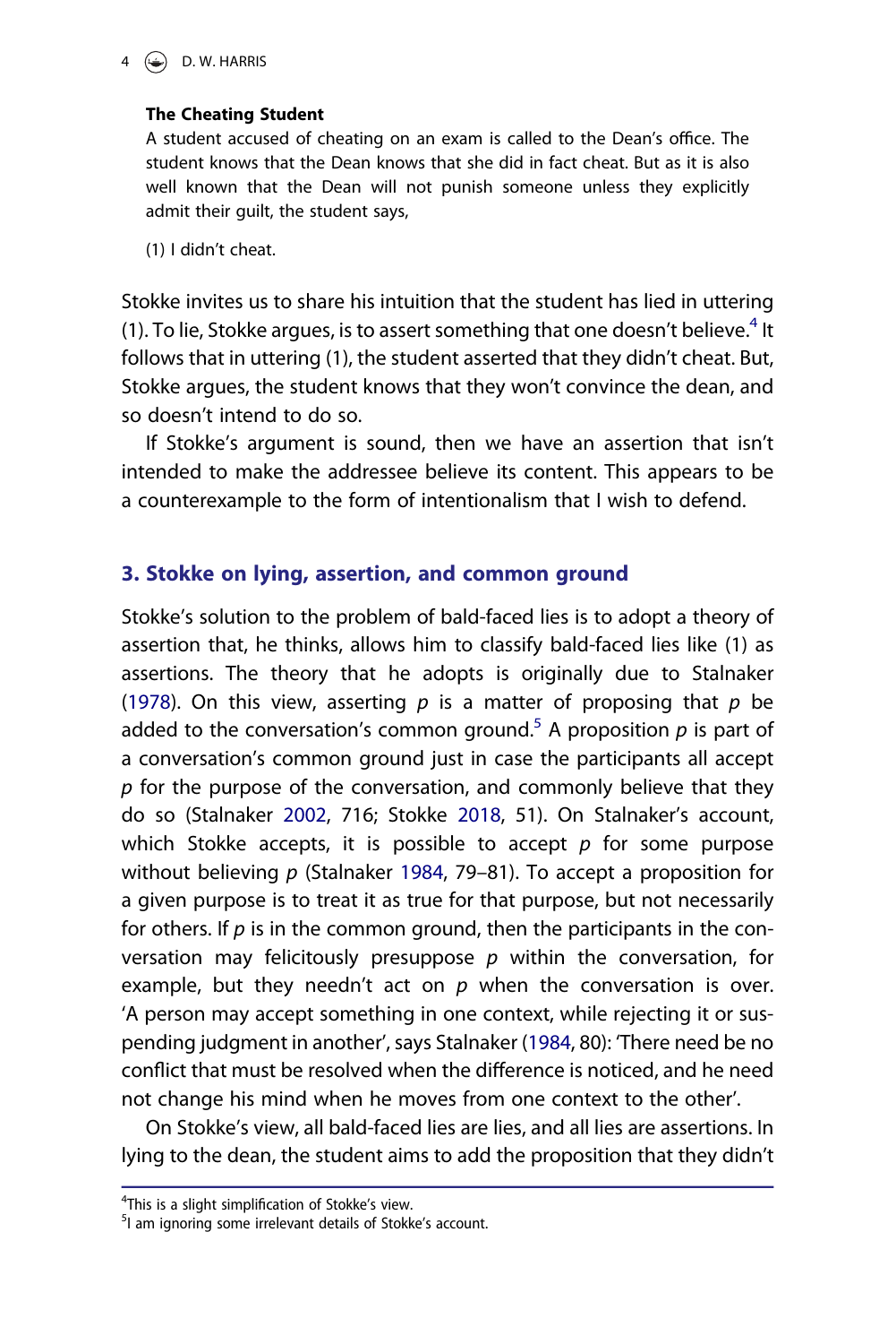**The Cheating Student**

A student accused of cheating on an exam is called to the Dean's office. The student knows that the Dean knows that she did in fact cheat. But as it is also well known that the Dean will not punish someone unless they explicitly admit their guilt, the student says,

(1) I didn't cheat.

Stokke invites us to share his intuition that the student has lied in uttering (1). To lie, Stokke argues, is to assert something that one doesn't believe.[4] It follows that in uttering (1), the student asserted that they didn't cheat. But, Stokke argues, the student knows that they won't convince the dean, and so doesn't intend to do so.

If Stokke's argument is sound, then we have an assertion that isn't intended to make the addressee believe its content. This appears to be a counterexample to the form of intentionalism that I wish to defend.

## 3. Stokke on lying, assertion, and common ground

Stokke's solution to the problem of bald-faced lies is to adopt a theory of assertion that, he thinks, allows him to classify bald-faced lies like (1) as assertions. The theory that he adopts is originally due to Stalnaker (1978). On this view, asserting *p* is a matter of proposing that *p* be added to the conversation's common ground.[5] A proposition *p* is part of a conversation's common ground just in case the participants all accept *p* for the purpose of the conversation, and commonly believe that they do so (Stalnaker 2002, 716; Stokke 2018, 51). On Stalnaker's account, which Stokke accepts, it is possible to accept *p* for some purpose without believing *p* (Stalnaker 1984, 79–81). To accept a proposition for a given purpose is to treat it as true for that purpose, but not necessarily for others. If *p* is in the common ground, then the participants in the conversation may felicitously presuppose *p* within the conversation, for example, but they needn't act on *p* when the conversation is over. 'A person may accept something in one context, while rejecting it or suspending judgment in another', says Stalnaker (1984, 80): 'There need be no conflict that must be resolved when the difference is noticed, and he need not change his mind when he moves from one context to the other'.

On Stokke's view, all bald-faced lies are lies, and all lies are assertions. In lying to the dean, the student aims to add the proposition that they didn't

---

[4]This is a slight simplification of Stokke's view.

[5]I am ignoring some irrelevant details of Stokke's account.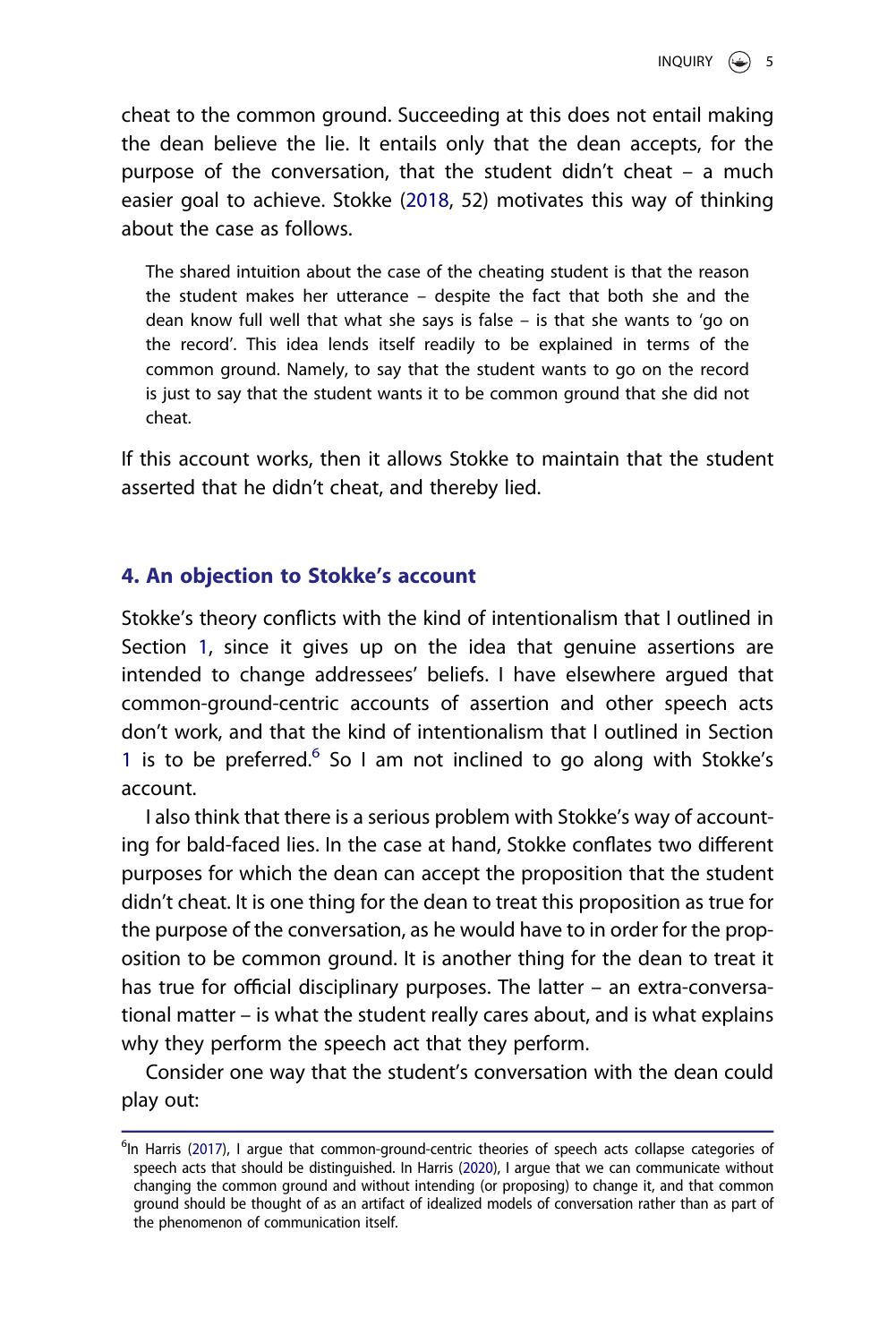cheat to the common ground. Succeeding at this does not entail making the dean believe the lie. It entails only that the dean accepts, for the purpose of the conversation, that the student didn't cheat – a much easier goal to achieve. Stokke (2018, 52) motivates this way of thinking about the case as follows.

> The shared intuition about the case of the cheating student is that the reason the student makes her utterance – despite the fact that both she and the dean know full well that what she says is false – is that she wants to 'go on the record'. This idea lends itself readily to be explained in terms of the common ground. Namely, to say that the student wants to go on the record is just to say that the student wants it to be common ground that she did not cheat.

If this account works, then it allows Stokke to maintain that the student asserted that he didn't cheat, and thereby lied.

## 4. An objection to Stokke's account

Stokke's theory conflicts with the kind of intentionalism that I outlined in Section 1, since it gives up on the idea that genuine assertions are intended to change addressees' beliefs. I have elsewhere argued that common-ground-centric accounts of assertion and other speech acts don't work, and that the kind of intentionalism that I outlined in Section 1 is to be preferred.[6] So I am not inclined to go along with Stokke's account.

I also think that there is a serious problem with Stokke's way of accounting for bald-faced lies. In the case at hand, Stokke conflates two different purposes for which the dean can accept the proposition that the student didn't cheat. It is one thing for the dean to treat this proposition as true for the purpose of the conversation, as he would have to in order for the proposition to be common ground. It is another thing for the dean to treat it has true for official disciplinary purposes. The latter – an extra-conversational matter – is what the student really cares about, and is what explains why they perform the speech act that they perform.

Consider one way that the student's conversation with the dean could play out:

---

[6] In Harris (2017), I argue that common-ground-centric theories of speech acts collapse categories of speech acts that should be distinguished. In Harris (2020), I argue that we can communicate without changing the common ground and without intending (or proposing) to change it, and that common ground should be thought of as an artifact of idealized models of conversation rather than as part of the phenomenon of communication itself.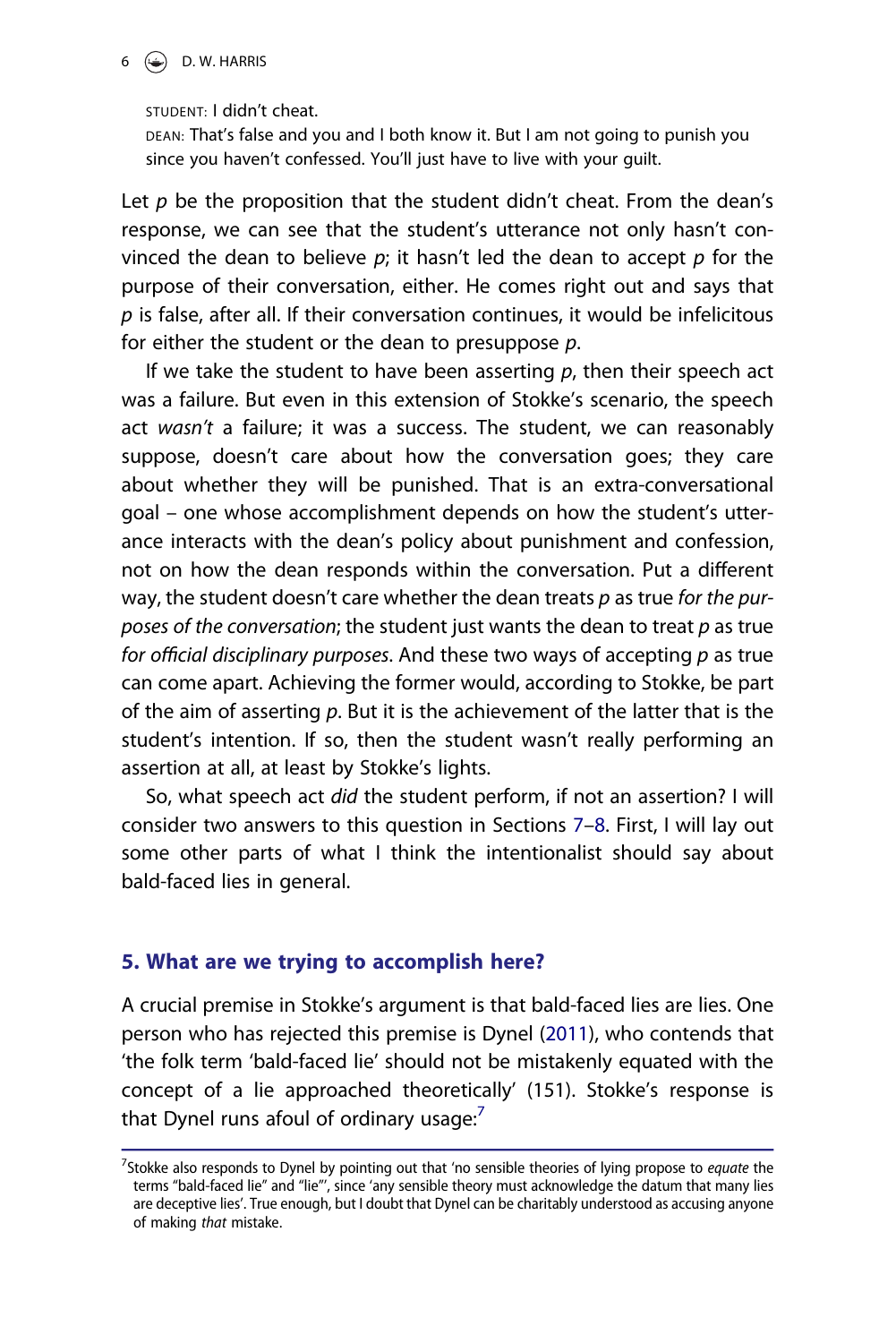STUDENT: I didn't cheat.
DEAN: That's false and you and I both know it. But I am not going to punish you since you haven't confessed. You'll just have to live with your guilt.

Let $p$ be the proposition that the student didn't cheat. From the dean's response, we can see that the student's utterance not only hasn't convinced the dean to believe $p$; it hasn't led the dean to accept $p$ for the purpose of their conversation, either. He comes right out and says that $p$ is false, after all. If their conversation continues, it would be infelicitous for either the student or the dean to presuppose $p$.

If we take the student to have been asserting $p$, then their speech act was a failure. But even in this extension of Stokke's scenario, the speech act *wasn't* a failure; it was a success. The student, we can reasonably suppose, doesn't care about how the conversation goes; they care about whether they will be punished. That is an extra-conversational goal – one whose accomplishment depends on how the student's utterance interacts with the dean's policy about punishment and confession, not on how the dean responds within the conversation. Put a different way, the student doesn't care whether the dean treats $p$ as true *for the purposes of the conversation*; the student just wants the dean to treat $p$ as true *for official disciplinary purposes*. And these two ways of accepting $p$ as true can come apart. Achieving the former would, according to Stokke, be part of the aim of asserting $p$. But it is the achievement of the latter that is the student's intention. If so, then the student wasn't really performing an assertion at all, at least by Stokke's lights.

So, what speech act *did* the student perform, if not an assertion? I will consider two answers to this question in Sections 7–8. First, I will lay out some other parts of what I think the intentionalist should say about bald-faced lies in general.

## 5. What are we trying to accomplish here?

A crucial premise in Stokke's argument is that bald-faced lies are lies. One person who has rejected this premise is Dynel (2011), who contends that 'the folk term 'bald-faced lie' should not be mistakenly equated with the concept of a lie approached theoretically' (151). Stokke's response is that Dynel runs afoul of ordinary usage:[7]

[7]Stokke also responds to Dynel by pointing out that 'no sensible theories of lying propose to *equate* the terms "bald-faced lie" and "lie"', since 'any sensible theory must acknowledge the datum that many lies are deceptive lies'. True enough, but I doubt that Dynel can be charitably understood as accusing anyone of making *that* mistake.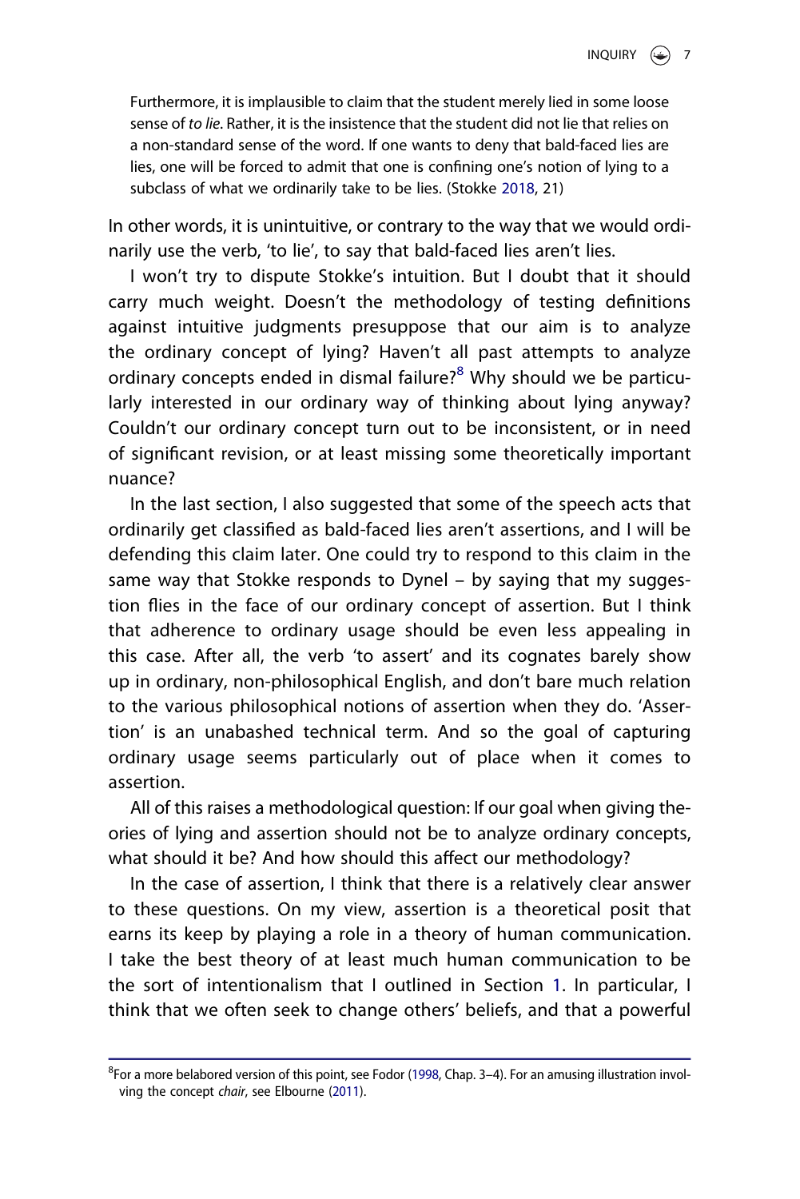> Furthermore, it is implausible to claim that the student merely lied in some loose sense of *to lie*. Rather, it is the insistence that the student did not lie that relies on a non-standard sense of the word. If one wants to deny that bald-faced lies are lies, one will be forced to admit that one is confining one's notion of lying to a subclass of what we ordinarily take to be lies. (Stokke 2018, 21)

In other words, it is unintuitive, or contrary to the way that we would ordinarily use the verb, 'to lie', to say that bald-faced lies aren't lies.

I won't try to dispute Stokke's intuition. But I doubt that it should carry much weight. Doesn't the methodology of testing definitions against intuitive judgments presuppose that our aim is to analyze the ordinary concept of lying? Haven't all past attempts to analyze ordinary concepts ended in dismal failure?[8] Why should we be particularly interested in our ordinary way of thinking about lying anyway? Couldn't our ordinary concept turn out to be inconsistent, or in need of significant revision, or at least missing some theoretically important nuance?

In the last section, I also suggested that some of the speech acts that ordinarily get classified as bald-faced lies aren't assertions, and I will be defending this claim later. One could try to respond to this claim in the same way that Stokke responds to Dynel – by saying that my suggestion flies in the face of our ordinary concept of assertion. But I think that adherence to ordinary usage should be even less appealing in this case. After all, the verb 'to assert' and its cognates barely show up in ordinary, non-philosophical English, and don't bare much relation to the various philosophical notions of assertion when they do. 'Assertion' is an unabashed technical term. And so the goal of capturing ordinary usage seems particularly out of place when it comes to assertion.

All of this raises a methodological question: If our goal when giving theories of lying and assertion should not be to analyze ordinary concepts, what should it be? And how should this affect our methodology?

In the case of assertion, I think that there is a relatively clear answer to these questions. On my view, assertion is a theoretical posit that earns its keep by playing a role in a theory of human communication. I take the best theory of at least much human communication to be the sort of intentionalism that I outlined in Section 1. In particular, I think that we often seek to change others' beliefs, and that a powerful

[8]For a more belabored version of this point, see Fodor (1998, Chap. 3–4). For an amusing illustration involving the concept *chair*, see Elbourne (2011).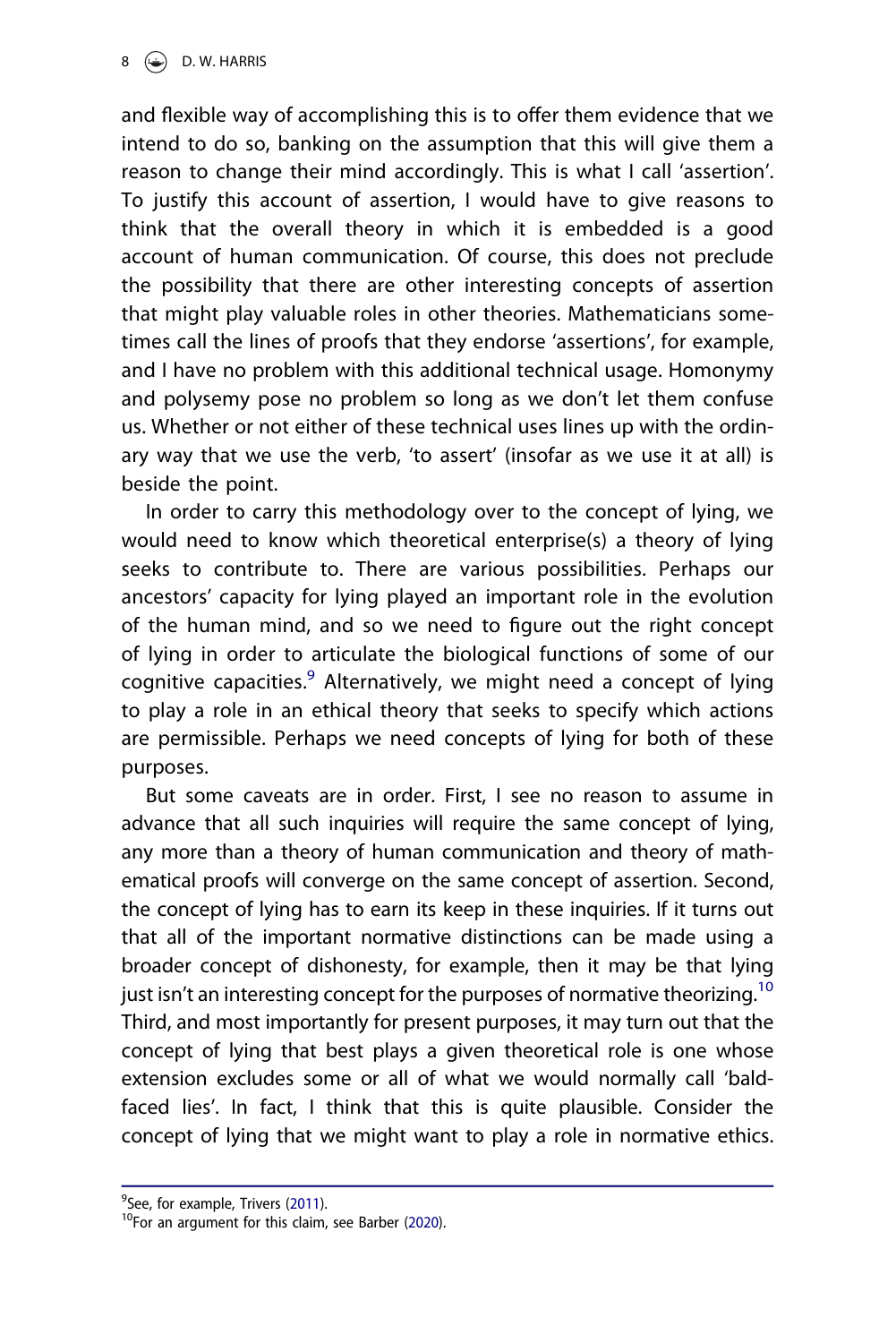and flexible way of accomplishing this is to offer them evidence that we intend to do so, banking on the assumption that this will give them a reason to change their mind accordingly. This is what I call 'assertion'. To justify this account of assertion, I would have to give reasons to think that the overall theory in which it is embedded is a good account of human communication. Of course, this does not preclude the possibility that there are other interesting concepts of assertion that might play valuable roles in other theories. Mathematicians sometimes call the lines of proofs that they endorse 'assertions', for example, and I have no problem with this additional technical usage. Homonymy and polysemy pose no problem so long as we don't let them confuse us. Whether or not either of these technical uses lines up with the ordinary way that we use the verb, 'to assert' (insofar as we use it at all) is beside the point.

In order to carry this methodology over to the concept of lying, we would need to know which theoretical enterprise(s) a theory of lying seeks to contribute to. There are various possibilities. Perhaps our ancestors' capacity for lying played an important role in the evolution of the human mind, and so we need to figure out the right concept of lying in order to articulate the biological functions of some of our cognitive capacities.[9] Alternatively, we might need a concept of lying to play a role in an ethical theory that seeks to specify which actions are permissible. Perhaps we need concepts of lying for both of these purposes.

But some caveats are in order. First, I see no reason to assume in advance that all such inquiries will require the same concept of lying, any more than a theory of human communication and theory of mathematical proofs will converge on the same concept of assertion. Second, the concept of lying has to earn its keep in these inquiries. If it turns out that all of the important normative distinctions can be made using a broader concept of dishonesty, for example, then it may be that lying just isn't an interesting concept for the purposes of normative theorizing.[10] Third, and most importantly for present purposes, it may turn out that the concept of lying that best plays a given theoretical role is one whose extension excludes some or all of what we would normally call 'bald-faced lies'. In fact, I think that this is quite plausible. Consider the concept of lying that we might want to play a role in normative ethics.

[9] See, for example, Trivers (2011).

[10] For an argument for this claim, see Barber (2020).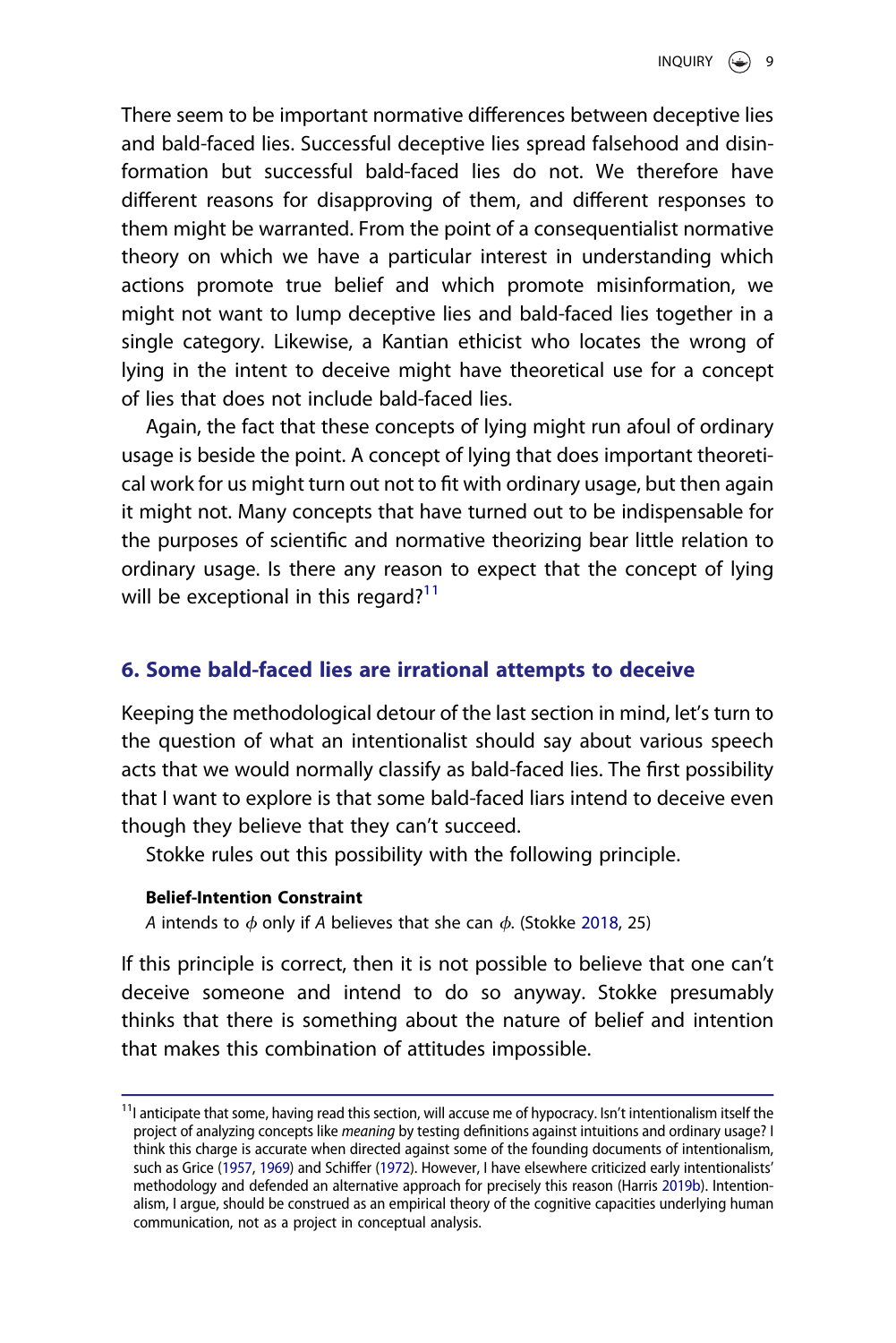There seem to be important normative differences between deceptive lies and bald-faced lies. Successful deceptive lies spread falsehood and disinformation but successful bald-faced lies do not. We therefore have different reasons for disapproving of them, and different responses to them might be warranted. From the point of a consequentialist normative theory on which we have a particular interest in understanding which actions promote true belief and which promote misinformation, we might not want to lump deceptive lies and bald-faced lies together in a single category. Likewise, a Kantian ethicist who locates the wrong of lying in the intent to deceive might have theoretical use for a concept of lies that does not include bald-faced lies.

Again, the fact that these concepts of lying might run afoul of ordinary usage is beside the point. A concept of lying that does important theoretical work for us might turn out not to fit with ordinary usage, but then again it might not. Many concepts that have turned out to be indispensable for the purposes of scientific and normative theorizing bear little relation to ordinary usage. Is there any reason to expect that the concept of lying will be exceptional in this regard?[11]

## 6. Some bald-faced lies are irrational attempts to deceive

Keeping the methodological detour of the last section in mind, let's turn to the question of what an intentionalist should say about various speech acts that we would normally classify as bald-faced lies. The first possibility that I want to explore is that some bald-faced liars intend to deceive even though they believe that they can't succeed.

Stokke rules out this possibility with the following principle.

**Belief-Intention Constraint**
*A* intends to $\phi$ only if *A* believes that she can $\phi$. (Stokke 2018, 25)

If this principle is correct, then it is not possible to believe that one can't deceive someone and intend to do so anyway. Stokke presumably thinks that there is something about the nature of belief and intention that makes this combination of attitudes impossible.

[11] I anticipate that some, having read this section, will accuse me of hypocracy. Isn't intentionalism itself the project of analyzing concepts like *meaning* by testing definitions against intuitions and ordinary usage? I think this charge is accurate when directed against some of the founding documents of intentionalism, such as Grice (1957, 1969) and Schiffer (1972). However, I have elsewhere criticized early intentionalists' methodology and defended an alternative approach for precisely this reason (Harris 2019b). Intentionalism, I argue, should be construed as an empirical theory of the cognitive capacities underlying human communication, not as a project in conceptual analysis.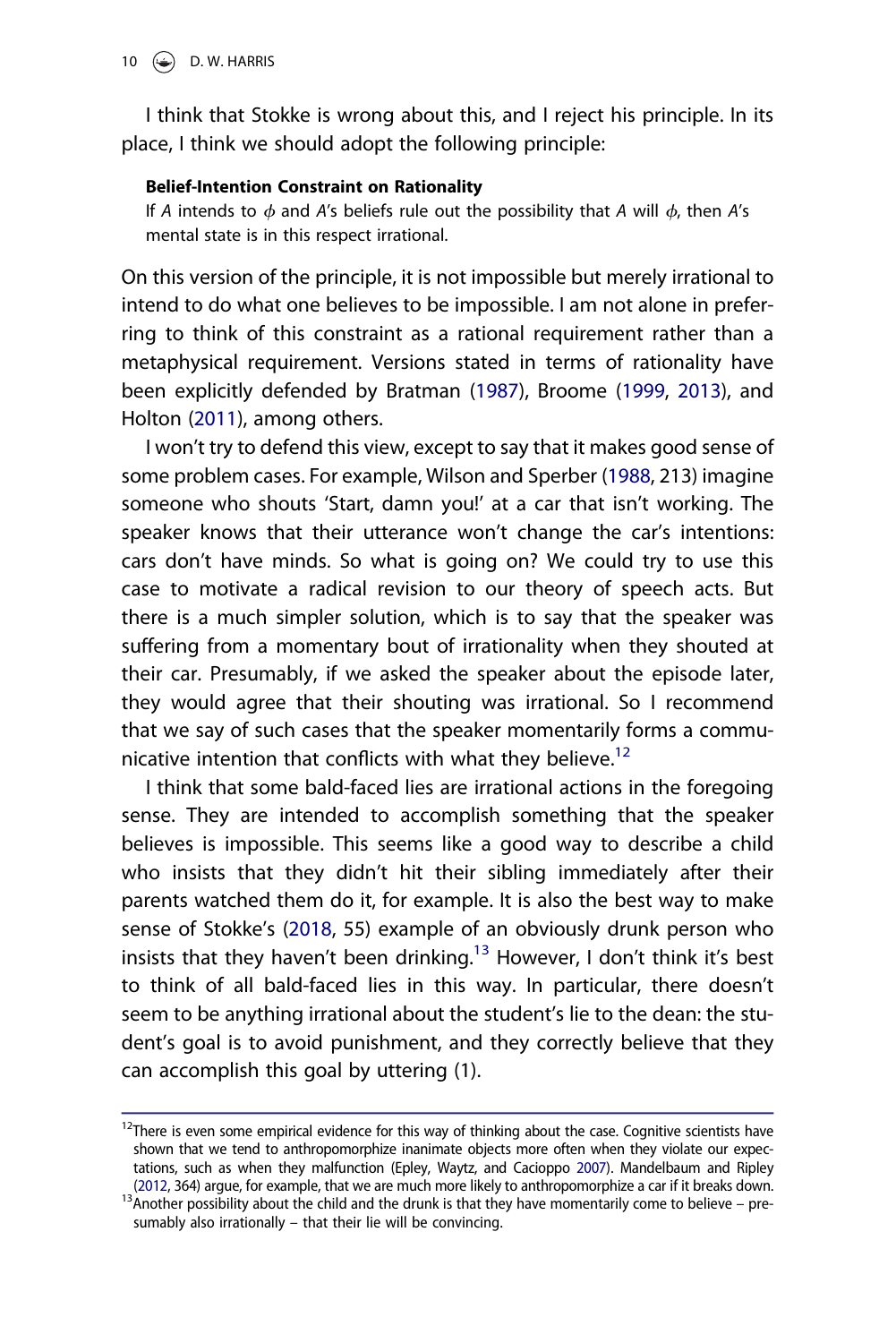I think that Stokke is wrong about this, and I reject his principle. In its place, I think we should adopt the following principle:

> **Belief-Intention Constraint on Rationality**
> If $A$ intends to $\phi$ and $A$'s beliefs rule out the possibility that $A$ will $\phi$, then $A$'s mental state is in this respect irrational.

On this version of the principle, it is not impossible but merely irrational to intend to do what one believes to be impossible. I am not alone in preferring to think of this constraint as a rational requirement rather than a metaphysical requirement. Versions stated in terms of rationality have been explicitly defended by Bratman (1987), Broome (1999, 2013), and Holton (2011), among others.

I won't try to defend this view, except to say that it makes good sense of some problem cases. For example, Wilson and Sperber (1988, 213) imagine someone who shouts 'Start, damn you!' at a car that isn't working. The speaker knows that their utterance won't change the car's intentions: cars don't have minds. So what is going on? We could try to use this case to motivate a radical revision to our theory of speech acts. But there is a much simpler solution, which is to say that the speaker was suffering from a momentary bout of irrationality when they shouted at their car. Presumably, if we asked the speaker about the episode later, they would agree that their shouting was irrational. So I recommend that we say of such cases that the speaker momentarily forms a communicative intention that conflicts with what they believe.[12]

I think that some bald-faced lies are irrational actions in the foregoing sense. They are intended to accomplish something that the speaker believes is impossible. This seems like a good way to describe a child who insists that they didn't hit their sibling immediately after their parents watched them do it, for example. It is also the best way to make sense of Stokke's (2018, 55) example of an obviously drunk person who insists that they haven't been drinking.[13] However, I don't think it's best to think of all bald-faced lies in this way. In particular, there doesn't seem to be anything irrational about the student's lie to the dean: the student's goal is to avoid punishment, and they correctly believe that they can accomplish this goal by uttering (1).

[12]There is even some empirical evidence for this way of thinking about the case. Cognitive scientists have shown that we tend to anthropomorphize inanimate objects more often when they violate our expectations, such as when they malfunction (Epley, Waytz, and Cacioppo 2007). Mandelbaum and Ripley (2012, 364) argue, for example, that we are much more likely to anthropomorphize a car if it breaks down.

[13]Another possibility about the child and the drunk is that they have momentarily come to believe – presumably also irrationally – that their lie will be convincing.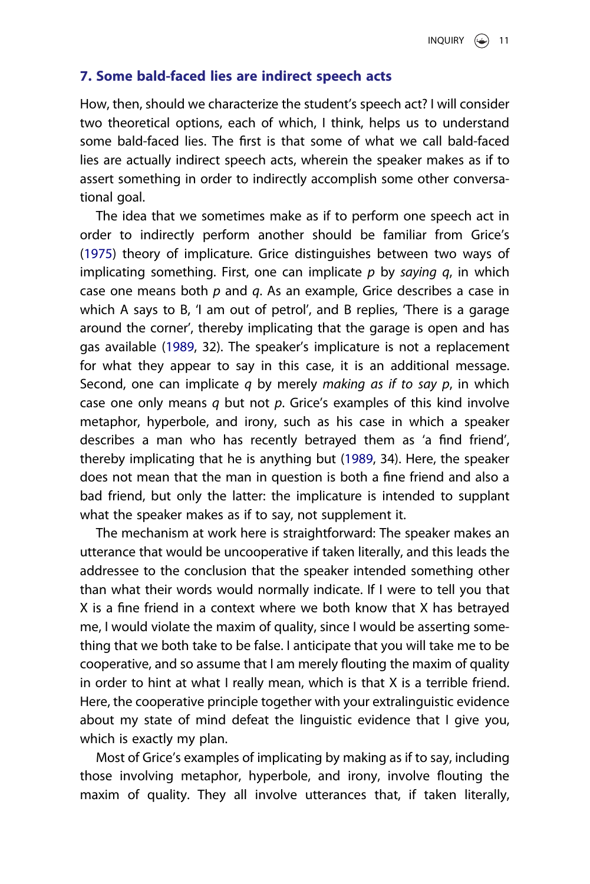## 7. Some bald-faced lies are indirect speech acts

How, then, should we characterize the student's speech act? I will consider two theoretical options, each of which, I think, helps us to understand some bald-faced lies. The first is that some of what we call bald-faced lies are actually indirect speech acts, wherein the speaker makes as if to assert something in order to indirectly accomplish some other conversational goal.

The idea that we sometimes make as if to perform one speech act in order to indirectly perform another should be familiar from Grice's (1975) theory of implicature. Grice distinguishes between two ways of implicating something. First, one can implicate *p* by *saying q*, in which case one means both *p* and *q*. As an example, Grice describes a case in which A says to B, 'I am out of petrol', and B replies, 'There is a garage around the corner', thereby implicating that the garage is open and has gas available (1989, 32). The speaker's implicature is not a replacement for what they appear to say in this case, it is an additional message. Second, one can implicate *q* by merely *making as if to say p*, in which case one only means *q* but not *p*. Grice's examples of this kind involve metaphor, hyperbole, and irony, such as his case in which a speaker describes a man who has recently betrayed them as 'a find friend', thereby implicating that he is anything but (1989, 34). Here, the speaker does not mean that the man in question is both a fine friend and also a bad friend, but only the latter: the implicature is intended to supplant what the speaker makes as if to say, not supplement it.

The mechanism at work here is straightforward: The speaker makes an utterance that would be uncooperative if taken literally, and this leads the addressee to the conclusion that the speaker intended something other than what their words would normally indicate. If I were to tell you that X is a fine friend in a context where we both know that X has betrayed me, I would violate the maxim of quality, since I would be asserting something that we both take to be false. I anticipate that you will take me to be cooperative, and so assume that I am merely flouting the maxim of quality in order to hint at what I really mean, which is that X is a terrible friend. Here, the cooperative principle together with your extralinguistic evidence about my state of mind defeat the linguistic evidence that I give you, which is exactly my plan.

Most of Grice's examples of implicating by making as if to say, including those involving metaphor, hyperbole, and irony, involve flouting the maxim of quality. They all involve utterances that, if taken literally,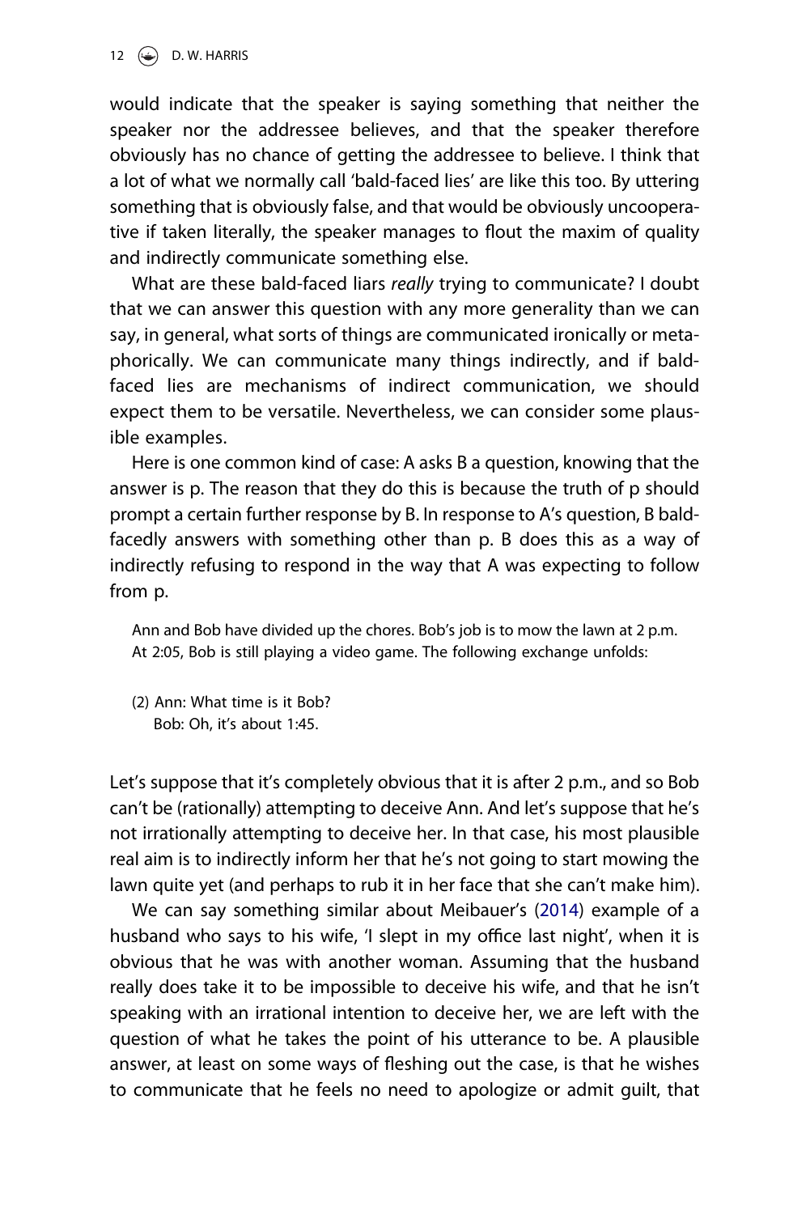would indicate that the speaker is saying something that neither the speaker nor the addressee believes, and that the speaker therefore obviously has no chance of getting the addressee to believe. I think that a lot of what we normally call 'bald-faced lies' are like this too. By uttering something that is obviously false, and that would be obviously uncooperative if taken literally, the speaker manages to flout the maxim of quality and indirectly communicate something else.

What are these bald-faced liars *really* trying to communicate? I doubt that we can answer this question with any more generality than we can say, in general, what sorts of things are communicated ironically or metaphorically. We can communicate many things indirectly, and if bald-faced lies are mechanisms of indirect communication, we should expect them to be versatile. Nevertheless, we can consider some plausible examples.

Here is one common kind of case: A asks B a question, knowing that the answer is p. The reason that they do this is because the truth of p should prompt a certain further response by B. In response to A's question, B bald-facedly answers with something other than p. B does this as a way of indirectly refusing to respond in the way that A was expecting to follow from p.

> Ann and Bob have divided up the chores. Bob's job is to mow the lawn at 2 p.m. At 2:05, Bob is still playing a video game. The following exchange unfolds:
>
> (2) Ann: What time is it Bob?
> Bob: Oh, it's about 1:45.

Let's suppose that it's completely obvious that it is after 2 p.m., and so Bob can't be (rationally) attempting to deceive Ann. And let's suppose that he's not irrationally attempting to deceive her. In that case, his most plausible real aim is to indirectly inform her that he's not going to start mowing the lawn quite yet (and perhaps to rub it in her face that she can't make him).

We can say something similar about Meibauer's (2014) example of a husband who says to his wife, 'I slept in my office last night', when it is obvious that he was with another woman. Assuming that the husband really does take it to be impossible to deceive his wife, and that he isn't speaking with an irrational intention to deceive her, we are left with the question of what he takes the point of his utterance to be. A plausible answer, at least on some ways of fleshing out the case, is that he wishes to communicate that he feels no need to apologize or admit guilt, that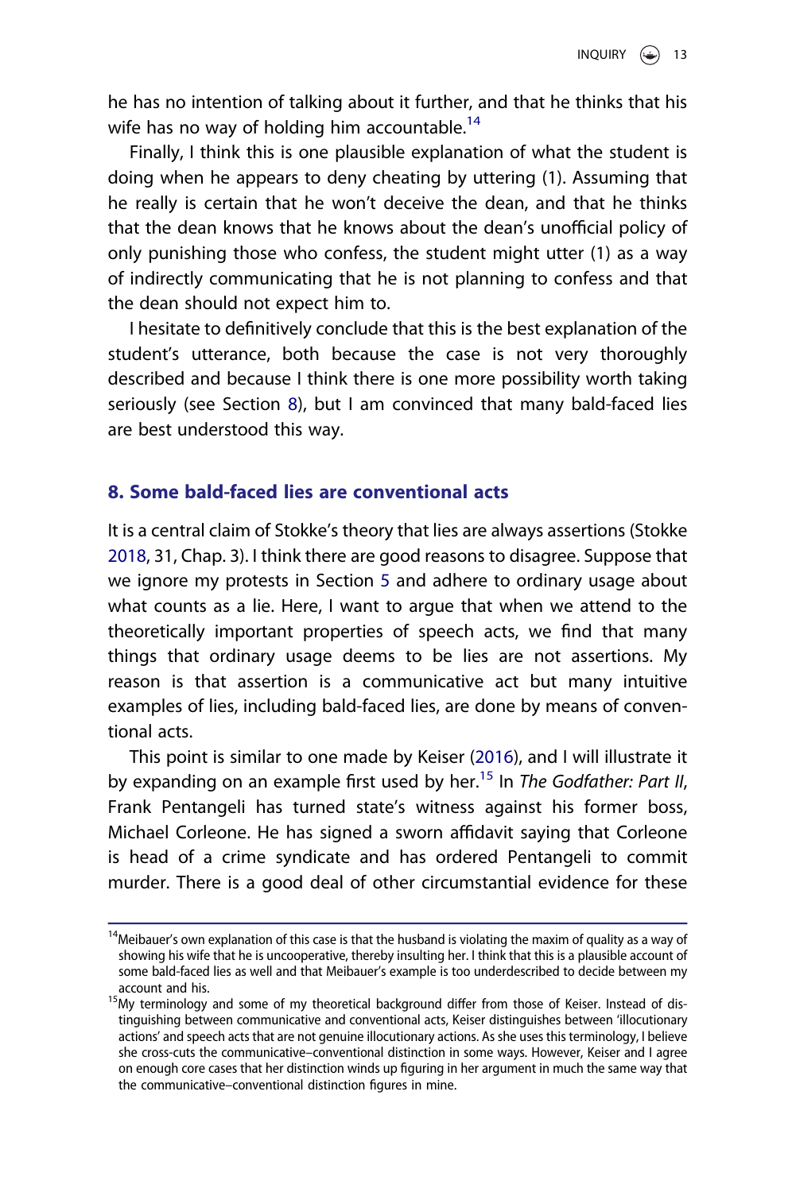he has no intention of talking about it further, and that he thinks that his wife has no way of holding him accountable.[14]

Finally, I think this is one plausible explanation of what the student is doing when he appears to deny cheating by uttering (1). Assuming that he really is certain that he won't deceive the dean, and that he thinks that the dean knows that he knows about the dean's unofficial policy of only punishing those who confess, the student might utter (1) as a way of indirectly communicating that he is not planning to confess and that the dean should not expect him to.

I hesitate to definitively conclude that this is the best explanation of the student's utterance, both because the case is not very thoroughly described and because I think there is one more possibility worth taking seriously (see Section 8), but I am convinced that many bald-faced lies are best understood this way.

## 8. Some bald-faced lies are conventional acts

It is a central claim of Stokke's theory that lies are always assertions (Stokke 2018, 31, Chap. 3). I think there are good reasons to disagree. Suppose that we ignore my protests in Section 5 and adhere to ordinary usage about what counts as a lie. Here, I want to argue that when we attend to the theoretically important properties of speech acts, we find that many things that ordinary usage deems to be lies are not assertions. My reason is that assertion is a communicative act but many intuitive examples of lies, including bald-faced lies, are done by means of conventional acts.

This point is similar to one made by Keiser (2016), and I will illustrate it by expanding on an example first used by her.[15] In *The Godfather: Part II*, Frank Pentangeli has turned state's witness against his former boss, Michael Corleone. He has signed a sworn affidavit saying that Corleone is head of a crime syndicate and has ordered Pentangeli to commit murder. There is a good deal of other circumstantial evidence for these

[14] Meibauer's own explanation of this case is that the husband is violating the maxim of quality as a way of showing his wife that he is uncooperative, thereby insulting her. I think that this is a plausible account of some bald-faced lies as well and that Meibauer's example is too underdescribed to decide between my account and his.

[15] My terminology and some of my theoretical background differ from those of Keiser. Instead of distinguishing between communicative and conventional acts, Keiser distinguishes between 'illocutionary actions' and speech acts that are not genuine illocutionary actions. As she uses this terminology, I believe she cross-cuts the communicative–conventional distinction in some ways. However, Keiser and I agree on enough core cases that her distinction winds up figuring in her argument in much the same way that the communicative–conventional distinction figures in mine.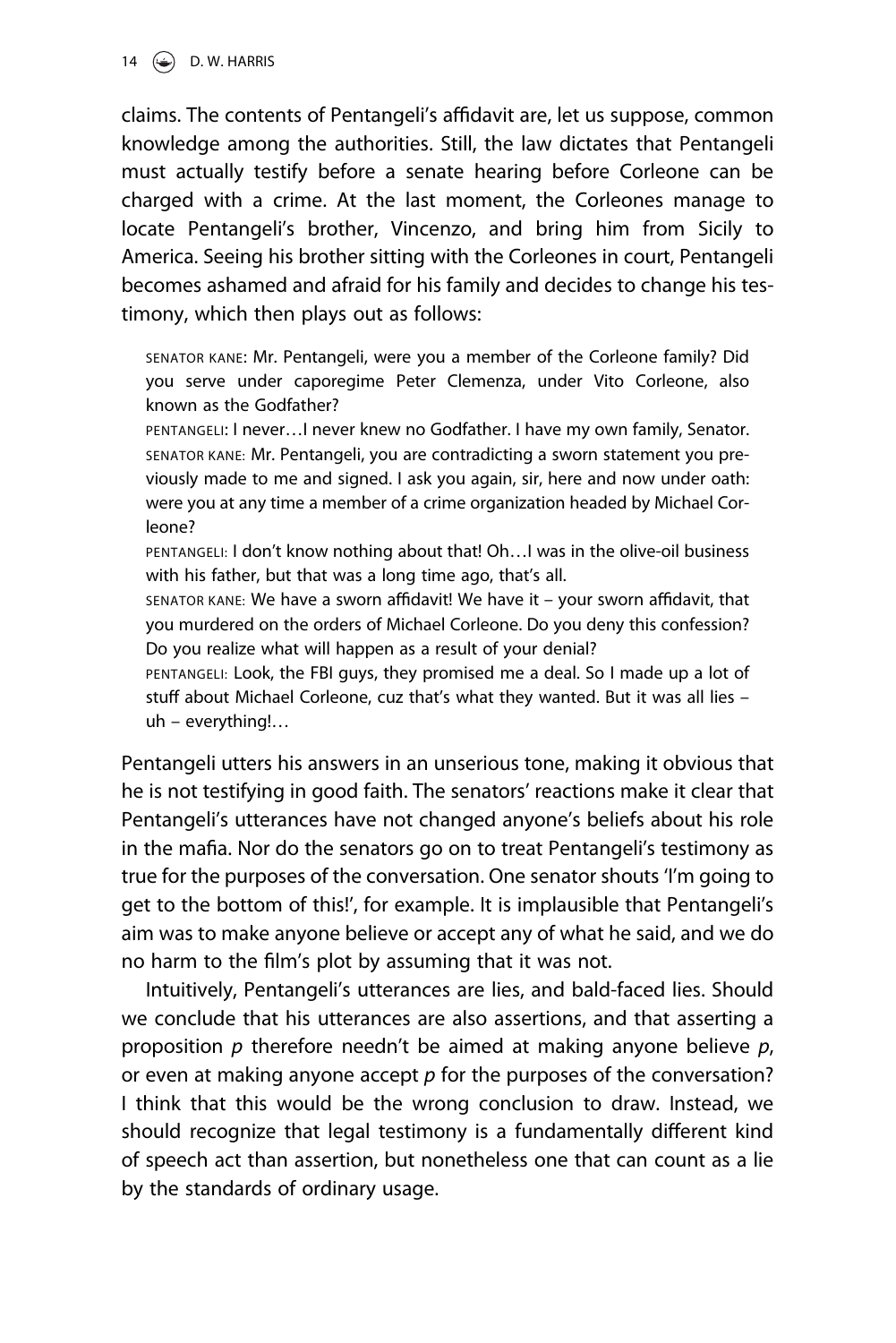claims. The contents of Pentangeli's affidavit are, let us suppose, common knowledge among the authorities. Still, the law dictates that Pentangeli must actually testify before a senate hearing before Corleone can be charged with a crime. At the last moment, the Corleones manage to locate Pentangeli's brother, Vincenzo, and bring him from Sicily to America. Seeing his brother sitting with the Corleones in court, Pentangeli becomes ashamed and afraid for his family and decides to change his testimony, which then plays out as follows:

> SENATOR KANE: Mr. Pentangeli, were you a member of the Corleone family? Did you serve under caporegime Peter Clemenza, under Vito Corleone, also known as the Godfather?
> PENTANGELI: I never…I never knew no Godfather. I have my own family, Senator.
> SENATOR KANE: Mr. Pentangeli, you are contradicting a sworn statement you previously made to me and signed. I ask you again, sir, here and now under oath: were you at any time a member of a crime organization headed by Michael Corleone?
> PENTANGELI: I don't know nothing about that! Oh…I was in the olive-oil business with his father, but that was a long time ago, that's all.
> SENATOR KANE: We have a sworn affidavit! We have it – your sworn affidavit, that you murdered on the orders of Michael Corleone. Do you deny this confession? Do you realize what will happen as a result of your denial?
> PENTANGELI: Look, the FBI guys, they promised me a deal. So I made up a lot of stuff about Michael Corleone, cuz that's what they wanted. But it was all lies – uh – everything!…

Pentangeli utters his answers in an unserious tone, making it obvious that he is not testifying in good faith. The senators' reactions make it clear that Pentangeli's utterances have not changed anyone's beliefs about his role in the mafia. Nor do the senators go on to treat Pentangeli's testimony as true for the purposes of the conversation. One senator shouts 'I'm going to get to the bottom of this!', for example. It is implausible that Pentangeli's aim was to make anyone believe or accept any of what he said, and we do no harm to the film's plot by assuming that it was not.

Intuitively, Pentangeli's utterances are lies, and bald-faced lies. Should we conclude that his utterances are also assertions, and that asserting a proposition *p* therefore needn't be aimed at making anyone believe *p*, or even at making anyone accept *p* for the purposes of the conversation? I think that this would be the wrong conclusion to draw. Instead, we should recognize that legal testimony is a fundamentally different kind of speech act than assertion, but nonetheless one that can count as a lie by the standards of ordinary usage.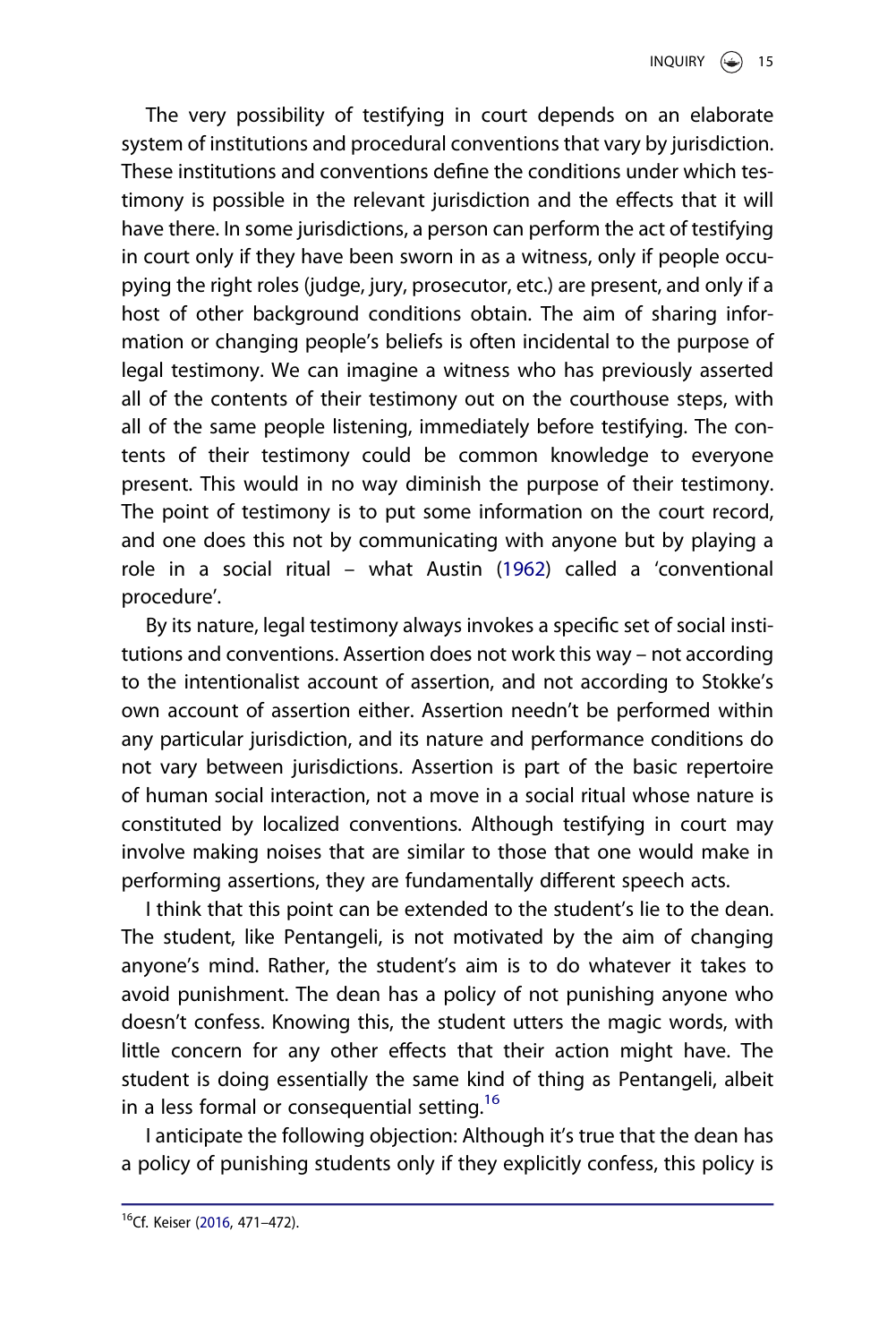The very possibility of testifying in court depends on an elaborate system of institutions and procedural conventions that vary by jurisdiction. These institutions and conventions define the conditions under which testimony is possible in the relevant jurisdiction and the effects that it will have there. In some jurisdictions, a person can perform the act of testifying in court only if they have been sworn in as a witness, only if people occupying the right roles (judge, jury, prosecutor, etc.) are present, and only if a host of other background conditions obtain. The aim of sharing information or changing people's beliefs is often incidental to the purpose of legal testimony. We can imagine a witness who has previously asserted all of the contents of their testimony out on the courthouse steps, with all of the same people listening, immediately before testifying. The contents of their testimony could be common knowledge to everyone present. This would in no way diminish the purpose of their testimony. The point of testimony is to put some information on the court record, and one does this not by communicating with anyone but by playing a role in a social ritual – what Austin (1962) called a 'conventional procedure'.

By its nature, legal testimony always invokes a specific set of social institutions and conventions. Assertion does not work this way – not according to the intentionalist account of assertion, and not according to Stokke's own account of assertion either. Assertion needn't be performed within any particular jurisdiction, and its nature and performance conditions do not vary between jurisdictions. Assertion is part of the basic repertoire of human social interaction, not a move in a social ritual whose nature is constituted by localized conventions. Although testifying in court may involve making noises that are similar to those that one would make in performing assertions, they are fundamentally different speech acts.

I think that this point can be extended to the student's lie to the dean. The student, like Pentangeli, is not motivated by the aim of changing anyone's mind. Rather, the student's aim is to do whatever it takes to avoid punishment. The dean has a policy of not punishing anyone who doesn't confess. Knowing this, the student utters the magic words, with little concern for any other effects that their action might have. The student is doing essentially the same kind of thing as Pentangeli, albeit in a less formal or consequential setting.[16]

I anticipate the following objection: Although it's true that the dean has a policy of punishing students only if they explicitly confess, this policy is

[16]Cf. Keiser (2016, 471–472).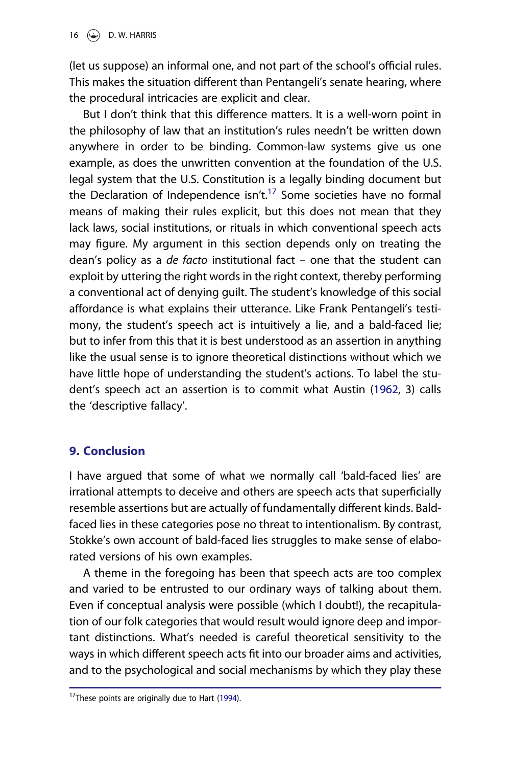(let us suppose) an informal one, and not part of the school's official rules. This makes the situation different than Pentangeli's senate hearing, where the procedural intricacies are explicit and clear.

But I don't think that this difference matters. It is a well-worn point in the philosophy of law that an institution's rules needn't be written down anywhere in order to be binding. Common-law systems give us one example, as does the unwritten convention at the foundation of the U.S. legal system that the U.S. Constitution is a legally binding document but the Declaration of Independence isn't.[17] Some societies have no formal means of making their rules explicit, but this does not mean that they lack laws, social institutions, or rituals in which conventional speech acts may figure. My argument in this section depends only on treating the dean's policy as a *de facto* institutional fact – one that the student can exploit by uttering the right words in the right context, thereby performing a conventional act of denying guilt. The student's knowledge of this social affordance is what explains their utterance. Like Frank Pentangeli's testimony, the student's speech act is intuitively a lie, and a bald-faced lie; but to infer from this that it is best understood as an assertion in anything like the usual sense is to ignore theoretical distinctions without which we have little hope of understanding the student's actions. To label the student's speech act an assertion is to commit what Austin (1962, 3) calls the 'descriptive fallacy'.

## 9. Conclusion

I have argued that some of what we normally call 'bald-faced lies' are irrational attempts to deceive and others are speech acts that superficially resemble assertions but are actually of fundamentally different kinds. Bald-faced lies in these categories pose no threat to intentionalism. By contrast, Stokke's own account of bald-faced lies struggles to make sense of elaborated versions of his own examples.

A theme in the foregoing has been that speech acts are too complex and varied to be entrusted to our ordinary ways of talking about them. Even if conceptual analysis were possible (which I doubt!), the recapitulation of our folk categories that would result would ignore deep and important distinctions. What's needed is careful theoretical sensitivity to the ways in which different speech acts fit into our broader aims and activities, and to the psychological and social mechanisms by which they play these

[17] These points are originally due to Hart (1994).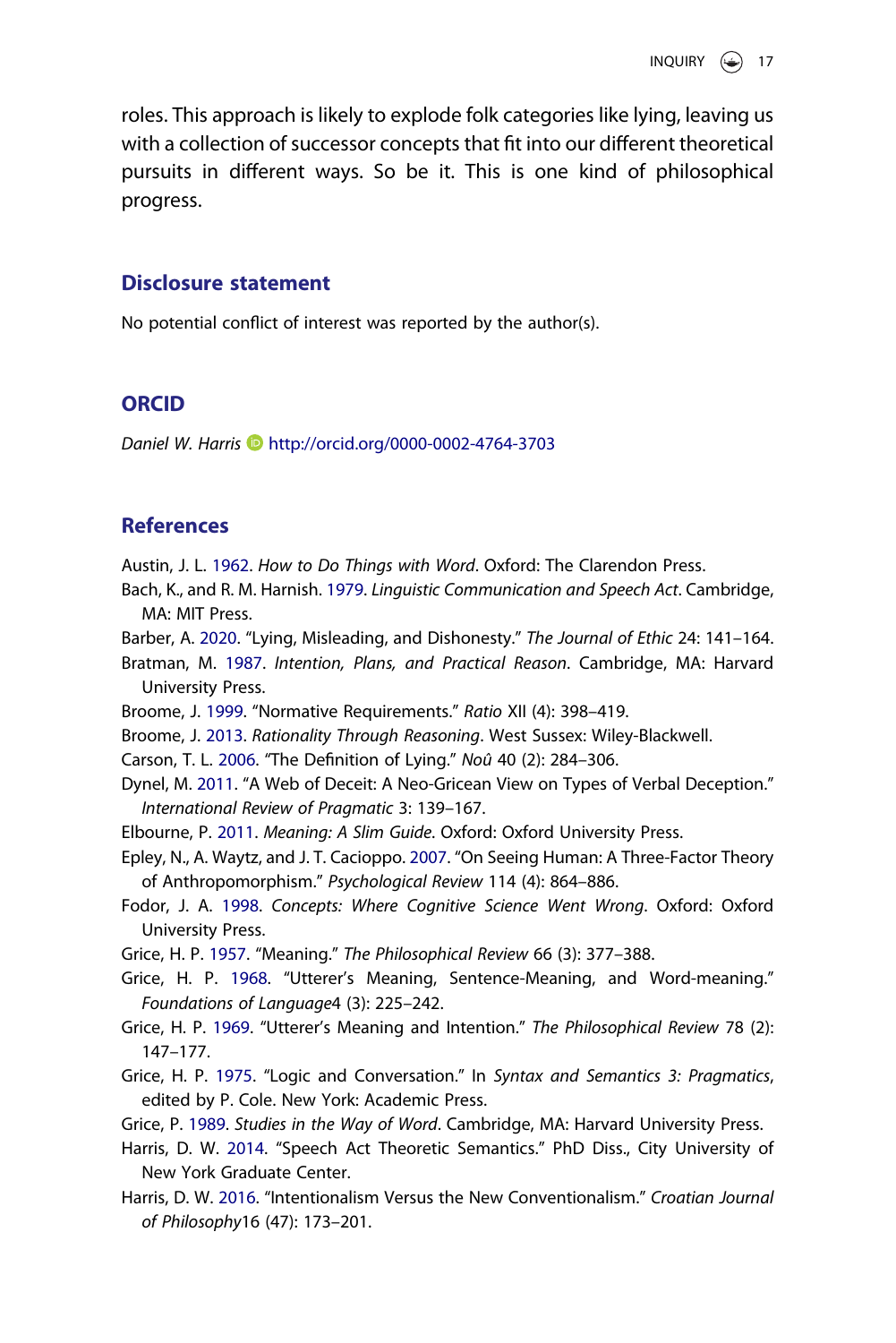roles. This approach is likely to explode folk categories like lying, leaving us with a collection of successor concepts that fit into our different theoretical pursuits in different ways. So be it. This is one kind of philosophical progress.

## Disclosure statement

No potential conflict of interest was reported by the author(s).

## ORCID

*Daniel W. Harris* http://orcid.org/0000-0002-4764-3703

## References

Austin, J. L. 1962. *How to Do Things with Word*. Oxford: The Clarendon Press.

Bach, K., and R. M. Harnish. 1979. *Linguistic Communication and Speech Act*. Cambridge, MA: MIT Press.

Barber, A. 2020. "Lying, Misleading, and Dishonesty." *The Journal of Ethic* 24: 141–164.

Bratman, M. 1987. *Intention, Plans, and Practical Reason*. Cambridge, MA: Harvard University Press.

Broome, J. 1999. "Normative Requirements." *Ratio* XII (4): 398–419.

Broome, J. 2013. *Rationality Through Reasoning*. West Sussex: Wiley-Blackwell.

Carson, T. L. 2006. "The Definition of Lying." *Noû* 40 (2): 284–306.

Dynel, M. 2011. "A Web of Deceit: A Neo-Gricean View on Types of Verbal Deception." *International Review of Pragmatic* 3: 139–167.

Elbourne, P. 2011. *Meaning: A Slim Guide*. Oxford: Oxford University Press.

Epley, N., A. Waytz, and J. T. Cacioppo. 2007. "On Seeing Human: A Three-Factor Theory of Anthropomorphism." *Psychological Review* 114 (4): 864–886.

Fodor, J. A. 1998. *Concepts: Where Cognitive Science Went Wrong*. Oxford: Oxford University Press.

Grice, H. P. 1957. "Meaning." *The Philosophical Review* 66 (3): 377–388.

Grice, H. P. 1968. "Utterer's Meaning, Sentence-Meaning, and Word-meaning." *Foundations of Language*4 (3): 225–242.

Grice, H. P. 1969. "Utterer's Meaning and Intention." *The Philosophical Review* 78 (2): 147–177.

Grice, H. P. 1975. "Logic and Conversation." In *Syntax and Semantics 3: Pragmatics*, edited by P. Cole. New York: Academic Press.

Grice, P. 1989. *Studies in the Way of Word*. Cambridge, MA: Harvard University Press.

Harris, D. W. 2014. "Speech Act Theoretic Semantics." PhD Diss., City University of New York Graduate Center.

Harris, D. W. 2016. "Intentionalism Versus the New Conventionalism." *Croatian Journal of Philosophy*16 (47): 173–201.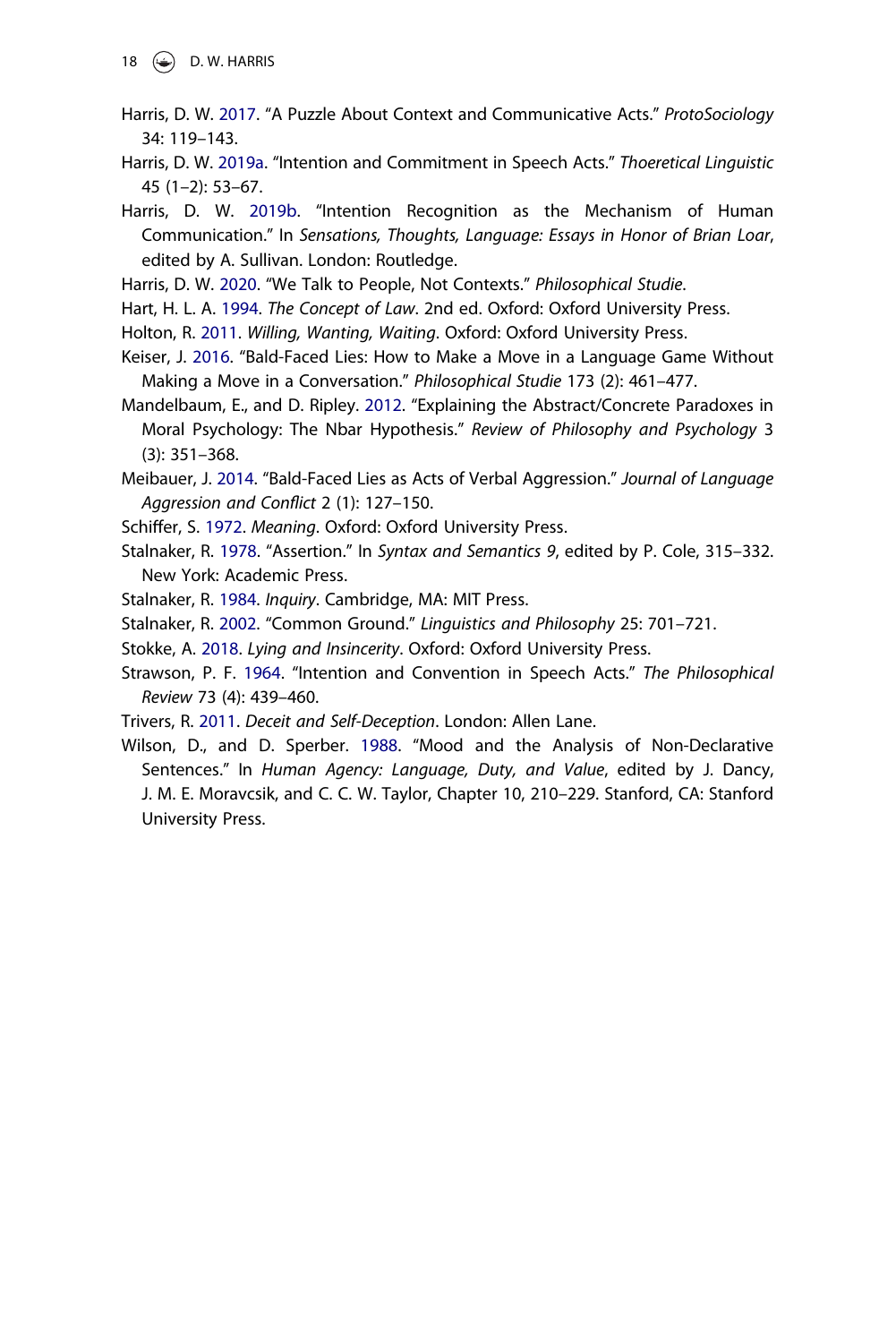Harris, D. W. 2017. "A Puzzle About Context and Communicative Acts." *ProtoSociology* 34: 119–143.

Harris, D. W. 2019a. "Intention and Commitment in Speech Acts." *Thoeretical Linguistic* 45 (1–2): 53–67.

Harris, D. W. 2019b. "Intention Recognition as the Mechanism of Human Communication." In *Sensations, Thoughts, Language: Essays in Honor of Brian Loar*, edited by A. Sullivan. London: Routledge.

Harris, D. W. 2020. "We Talk to People, Not Contexts." *Philosophical Studie*.

Hart, H. L. A. 1994. *The Concept of Law*. 2nd ed. Oxford: Oxford University Press.

Holton, R. 2011. *Willing, Wanting, Waiting*. Oxford: Oxford University Press.

Keiser, J. 2016. "Bald-Faced Lies: How to Make a Move in a Language Game Without Making a Move in a Conversation." *Philosophical Studie* 173 (2): 461–477.

Mandelbaum, E., and D. Ripley. 2012. "Explaining the Abstract/Concrete Paradoxes in Moral Psychology: The Nbar Hypothesis." *Review of Philosophy and Psychology* 3 (3): 351–368.

Meibauer, J. 2014. "Bald-Faced Lies as Acts of Verbal Aggression." *Journal of Language Aggression and Conflict* 2 (1): 127–150.

Schiffer, S. 1972. *Meaning*. Oxford: Oxford University Press.

Stalnaker, R. 1978. "Assertion." In *Syntax and Semantics 9*, edited by P. Cole, 315–332. New York: Academic Press.

Stalnaker, R. 1984. *Inquiry*. Cambridge, MA: MIT Press.

Stalnaker, R. 2002. "Common Ground." *Linguistics and Philosophy* 25: 701–721.

Stokke, A. 2018. *Lying and Insincerity*. Oxford: Oxford University Press.

Strawson, P. F. 1964. "Intention and Convention in Speech Acts." *The Philosophical Review* 73 (4): 439–460.

Trivers, R. 2011. *Deceit and Self-Deception*. London: Allen Lane.

Wilson, D., and D. Sperber. 1988. "Mood and the Analysis of Non-Declarative Sentences." In *Human Agency: Language, Duty, and Value*, edited by J. Dancy, J. M. E. Moravcsik, and C. C. W. Taylor, Chapter 10, 210–229. Stanford, CA: Stanford University Press.